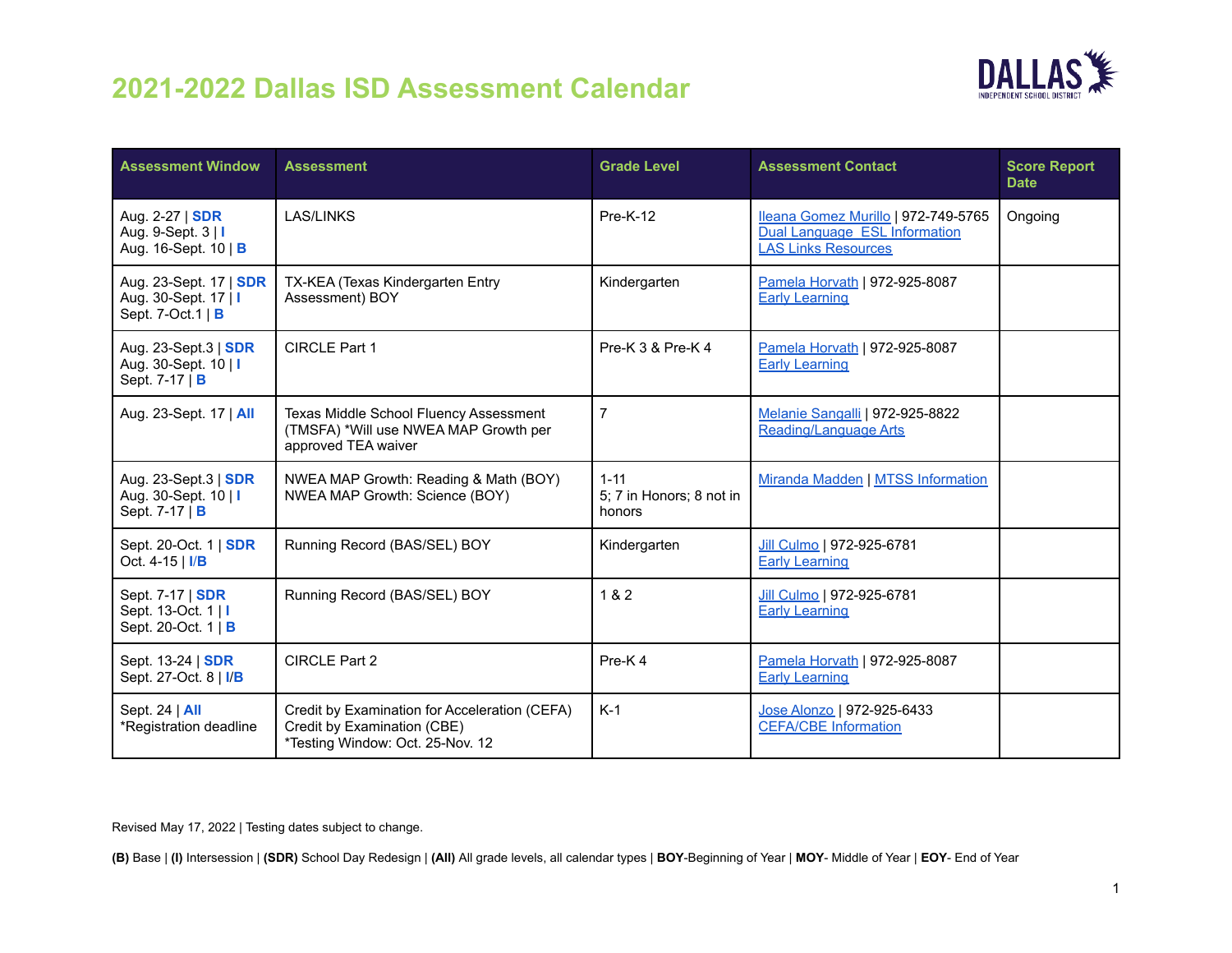# 2021-2022 Dallas ISD Assessment Calendar

| Assessment Window | Assessment | Grade Level | Assessment Contact | Score Report Date |
|---|---|---|---|---|
| Aug. 2-27 \| **SDR**<br>Aug. 9-Sept. 3 \| **I**<br>Aug. 16-Sept. 10 \| **B** | LAS/LINKS | Pre-K-12 | Ileana Gomez Murillo \| 972-749-5765<br>Dual Language ESL Information<br>LAS Links Resources | Ongoing |
| Aug. 23-Sept. 17 \| **SDR**<br>Aug. 30-Sept. 17 \| **I**<br>Sept. 7-Oct.1 \| **B** | TX-KEA (Texas Kindergarten Entry Assessment) BOY | Kindergarten | Pamela Horvath \| 972-925-8087<br>Early Learning | |
| Aug. 23-Sept.3 \| **SDR**<br>Aug. 30-Sept. 10 \| **I**<br>Sept. 7-17 \| **B** | CIRCLE Part 1 | Pre-K 3 & Pre-K 4 | Pamela Horvath \| 972-925-8087<br>Early Learning | |
| Aug. 23-Sept. 17 \| **All** | Texas Middle School Fluency Assessment (TMSFA) *Will use NWEA MAP Growth per approved TEA waiver | 7 | Melanie Sangalli \| 972-925-8822<br>Reading/Language Arts | |
| Aug. 23-Sept.3 \| **SDR**<br>Aug. 30-Sept. 10 \| **I**<br>Sept. 7-17 \| **B** | NWEA MAP Growth: Reading & Math (BOY)<br>NWEA MAP Growth: Science (BOY) | 1-11<br>5; 7 in Honors; 8 not in honors | Miranda Madden \| MTSS Information | |
| Sept. 20-Oct. 1 \| **SDR**<br>Oct. 4-15 \| **I/B** | Running Record (BAS/SEL) BOY | Kindergarten | Jill Culmo \| 972-925-6781<br>Early Learning | |
| Sept. 7-17 \| **SDR**<br>Sept. 13-Oct. 1 \| **I**<br>Sept. 20-Oct. 1 \| **B** | Running Record (BAS/SEL) BOY | 1 & 2 | Jill Culmo \| 972-925-6781<br>Early Learning | |
| Sept. 13-24 \| **SDR**<br>Sept. 27-Oct. 8 \| **I/B** | CIRCLE Part 2 | Pre-K 4 | Pamela Horvath \| 972-925-8087<br>Early Learning | |
| Sept. 24 \| **All**<br>*Registration deadline | Credit by Examination for Acceleration (CEFA)<br>Credit by Examination (CBE)<br>*Testing Window: Oct. 25-Nov. 12 | K-1 | Jose Alonzo \| 972-925-6433<br>CEFA/CBE Information | |

Revised May 17, 2022 | Testing dates subject to change.

**(B)** Base | **(I)** Intersession | **(SDR)** School Day Redesign | **(All)** All grade levels, all calendar types | **BOY**-Beginning of Year | **MOY**- Middle of Year | **EOY**- End of Year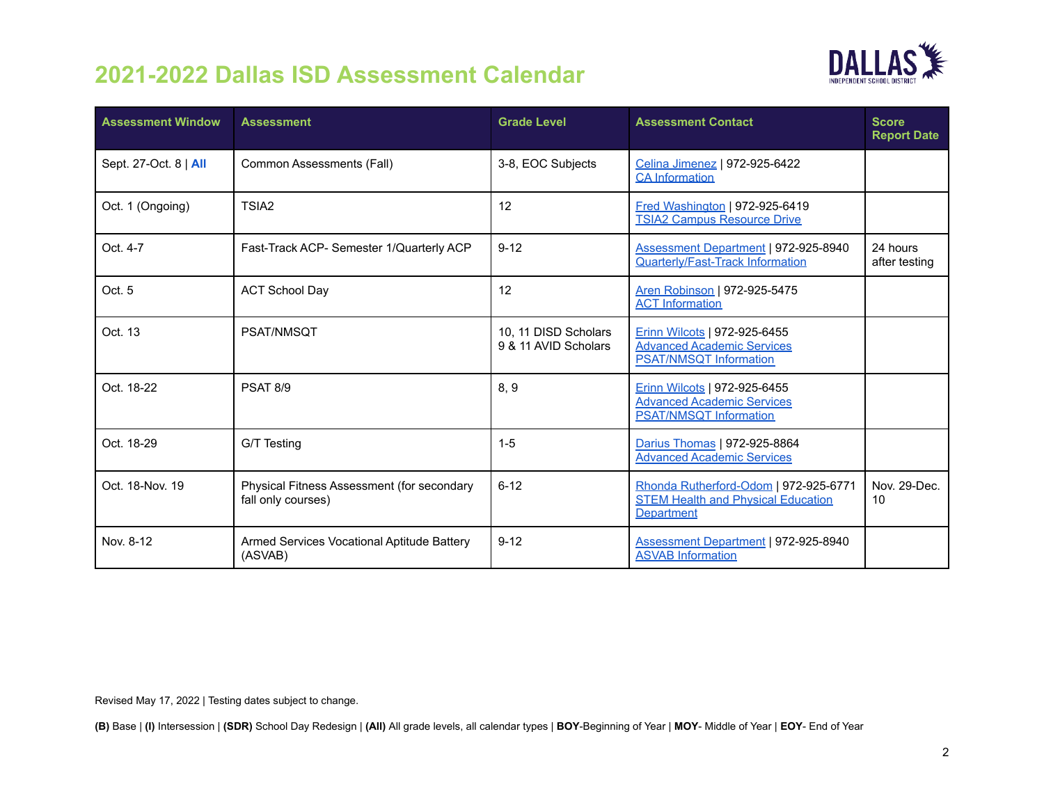# 2021-2022 Dallas ISD Assessment Calendar

| Assessment Window | Assessment | Grade Level | Assessment Contact | Score Report Date |
|---|---|---|---|---|
| Sept. 27-Oct. 8 \| **All** | Common Assessments (Fall) | 3-8, EOC Subjects | Celina Jimenez \| 972-925-6422<br>CA Information | |
| Oct. 1 (Ongoing) | TSIA2 | 12 | Fred Washington \| 972-925-6419<br>TSIA2 Campus Resource Drive | |
| Oct. 4-7 | Fast-Track ACP- Semester 1/Quarterly ACP | 9-12 | Assessment Department \| 972-925-8940<br>Quarterly/Fast-Track Information | 24 hours after testing |
| Oct. 5 | ACT School Day | 12 | Aren Robinson \| 972-925-5475<br>ACT Information | |
| Oct. 13 | PSAT/NMSQT | 10, 11 DISD Scholars<br>9 & 11 AVID Scholars | Erinn Wilcots \| 972-925-6455<br>Advanced Academic Services<br>PSAT/NMSQT Information | |
| Oct. 18-22 | PSAT 8/9 | 8, 9 | Erinn Wilcots \| 972-925-6455<br>Advanced Academic Services<br>PSAT/NMSQT Information | |
| Oct. 18-29 | G/T Testing | 1-5 | Darius Thomas \| 972-925-8864<br>Advanced Academic Services | |
| Oct. 18-Nov. 19 | Physical Fitness Assessment (for secondary fall only courses) | 6-12 | Rhonda Rutherford-Odom \| 972-925-6771<br>STEM Health and Physical Education Department | Nov. 29-Dec. 10 |
| Nov. 8-12 | Armed Services Vocational Aptitude Battery (ASVAB) | 9-12 | Assessment Department \| 972-925-8940<br>ASVAB Information | |

Revised May 17, 2022 | Testing dates subject to change.

**(B)** Base | **(I)** Intersession | **(SDR)** School Day Redesign | **(All)** All grade levels, all calendar types | **BOY**-Beginning of Year | **MOY**- Middle of Year | **EOY**- End of Year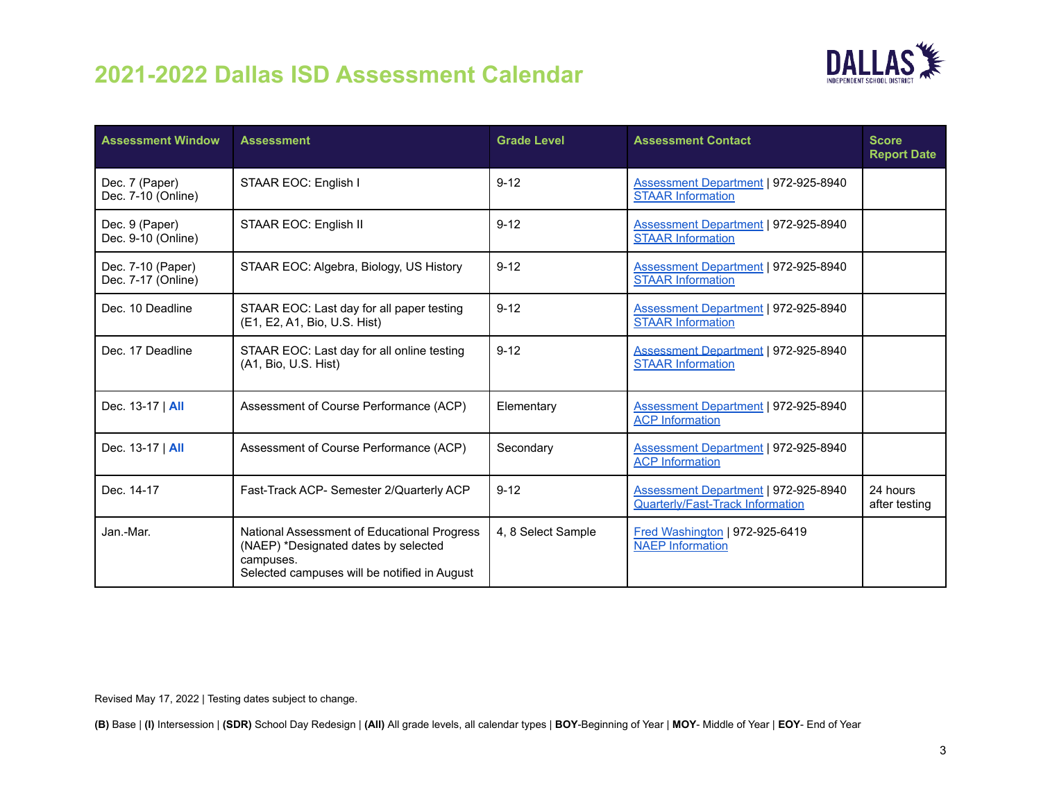# 2021-2022 Dallas ISD Assessment Calendar

| Assessment Window | Assessment | Grade Level | Assessment Contact | Score Report Date |
|---|---|---|---|---|
| Dec. 7 (Paper)<br>Dec. 7-10 (Online) | STAAR EOC: English I | 9-12 | Assessment Department \| 972-925-8940<br>STAAR Information | |
| Dec. 9 (Paper)<br>Dec. 9-10 (Online) | STAAR EOC: English II | 9-12 | Assessment Department \| 972-925-8940<br>STAAR Information | |
| Dec. 7-10 (Paper)<br>Dec. 7-17 (Online) | STAAR EOC: Algebra, Biology, US History | 9-12 | Assessment Department \| 972-925-8940<br>STAAR Information | |
| Dec. 10 Deadline | STAAR EOC: Last day for all paper testing (E1, E2, A1, Bio, U.S. Hist) | 9-12 | Assessment Department \| 972-925-8940<br>STAAR Information | |
| Dec. 17 Deadline | STAAR EOC: Last day for all online testing (A1, Bio, U.S. Hist) | 9-12 | Assessment Department \| 972-925-8940<br>STAAR Information | |
| Dec. 13-17 \| **All** | Assessment of Course Performance (ACP) | Elementary | Assessment Department \| 972-925-8940<br>ACP Information | |
| Dec. 13-17 \| **All** | Assessment of Course Performance (ACP) | Secondary | Assessment Department \| 972-925-8940<br>ACP Information | |
| Dec. 14-17 | Fast-Track ACP- Semester 2/Quarterly ACP | 9-12 | Assessment Department \| 972-925-8940<br>Quarterly/Fast-Track Information | 24 hours after testing |
| Jan.-Mar. | National Assessment of Educational Progress (NAEP) *Designated dates by selected campuses.<br>Selected campuses will be notified in August | 4, 8 Select Sample | Fred Washington \| 972-925-6419<br>NAEP Information | |

Revised May 17, 2022 | Testing dates subject to change.

**(B)** Base | **(I)** Intersession | **(SDR)** School Day Redesign | **(All)** All grade levels, all calendar types | **BOY**-Beginning of Year | **MOY**- Middle of Year | **EOY**- End of Year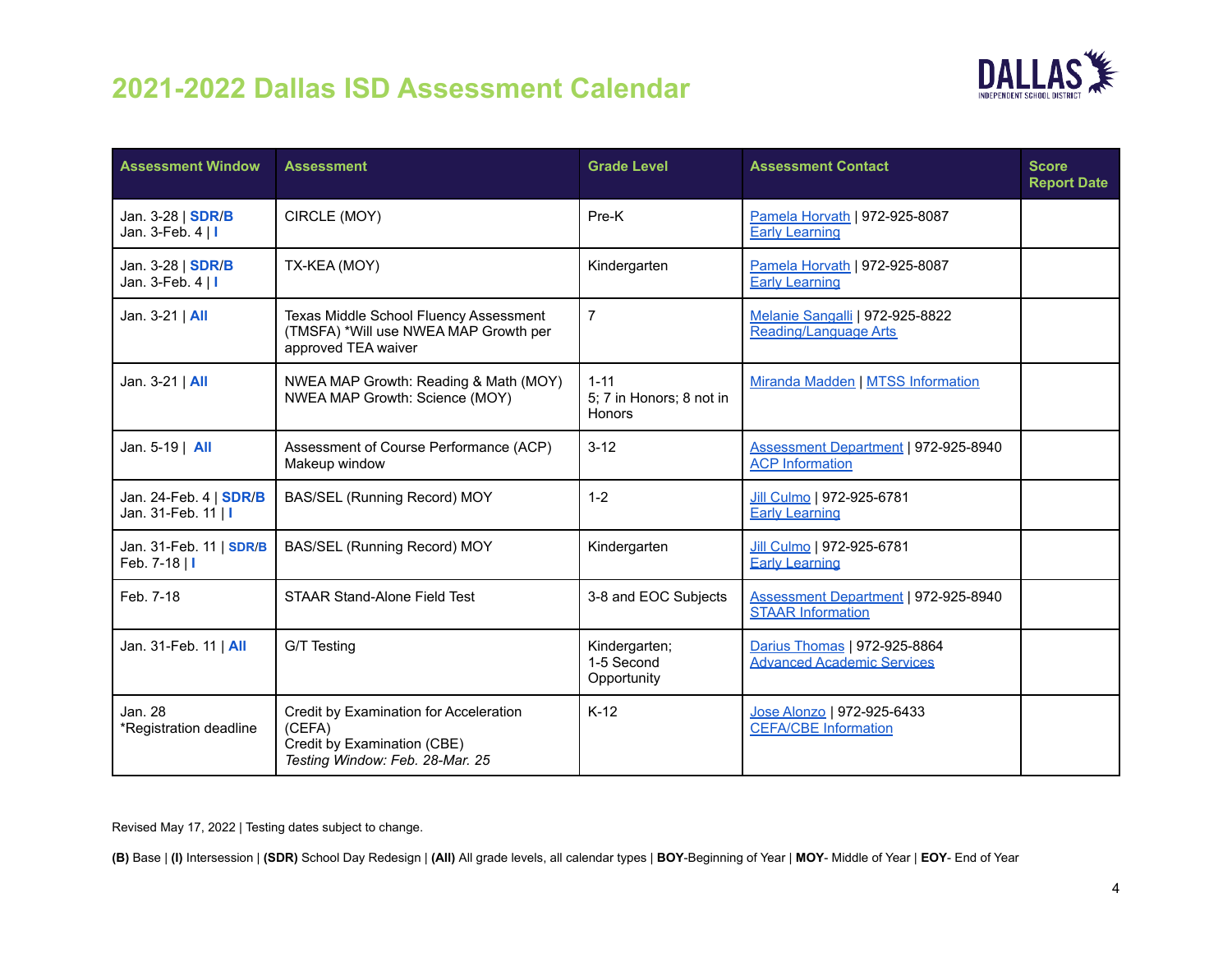# 2021-2022 Dallas ISD Assessment Calendar

| Assessment Window | Assessment | Grade Level | Assessment Contact | Score Report Date |
|---|---|---|---|---|
| Jan. 3-28 \| **SDR/B**<br>Jan. 3-Feb. 4 \| **I** | CIRCLE (MOY) | Pre-K | Pamela Horvath \| 972-925-8087<br>Early Learning | |
| Jan. 3-28 \| **SDR/B**<br>Jan. 3-Feb. 4 \| **I** | TX-KEA (MOY) | Kindergarten | Pamela Horvath \| 972-925-8087<br>Early Learning | |
| Jan. 3-21 \| **All** | Texas Middle School Fluency Assessment (TMSFA) *Will use NWEA MAP Growth per approved TEA waiver | 7 | Melanie Sangalli \| 972-925-8822<br>Reading/Language Arts | |
| Jan. 3-21 \| **All** | NWEA MAP Growth: Reading & Math (MOY)<br>NWEA MAP Growth: Science (MOY) | 1-11<br>5; 7 in Honors; 8 not in Honors | Miranda Madden \| MTSS Information | |
| Jan. 5-19 \| **All** | Assessment of Course Performance (ACP) Makeup window | 3-12 | Assessment Department \| 972-925-8940<br>ACP Information | |
| Jan. 24-Feb. 4 \| **SDR/B**<br>Jan. 31-Feb. 11 \| **I** | BAS/SEL (Running Record) MOY | 1-2 | Jill Culmo \| 972-925-6781<br>Early Learning | |
| Jan. 31-Feb. 11 \| **SDR/B**<br>Feb. 7-18 \| **I** | BAS/SEL (Running Record) MOY | Kindergarten | Jill Culmo \| 972-925-6781<br>Early Learning | |
| Feb. 7-18 | STAAR Stand-Alone Field Test | 3-8 and EOC Subjects | Assessment Department \| 972-925-8940<br>STAAR Information | |
| Jan. 31-Feb. 11 \| **All** | G/T Testing | Kindergarten;<br>1-5 Second Opportunity | Darius Thomas \| 972-925-8864<br>Advanced Academic Services | |
| Jan. 28<br>*Registration deadline | Credit by Examination for Acceleration (CEFA)<br>Credit by Examination (CBE)<br>*Testing Window: Feb. 28-Mar. 25* | K-12 | Jose Alonzo \| 972-925-6433<br>CEFA/CBE Information | |

Revised May 17, 2022 | Testing dates subject to change.

**(B)** Base | **(I)** Intersession | **(SDR)** School Day Redesign | **(All)** All grade levels, all calendar types | **BOY**-Beginning of Year | **MOY**- Middle of Year | **EOY**- End of Year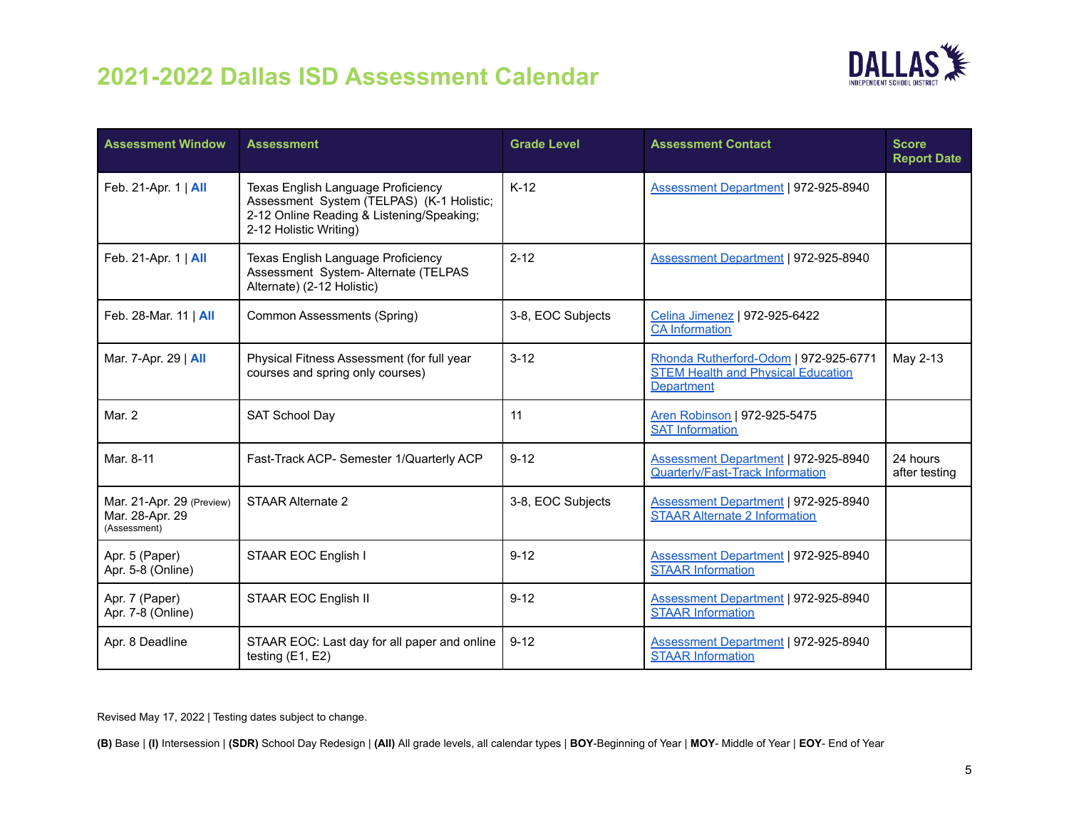# 2021-2022 Dallas ISD Assessment Calendar

| Assessment Window | Assessment | Grade Level | Assessment Contact | Score Report Date |
|---|---|---|---|---|
| Feb. 21-Apr. 1 \| **All** | Texas English Language Proficiency Assessment System (TELPAS) (K-1 Holistic; 2-12 Online Reading & Listening/Speaking; 2-12 Holistic Writing) | K-12 | Assessment Department \| 972-925-8940 | |
| Feb. 21-Apr. 1 \| **All** | Texas English Language Proficiency Assessment System- Alternate (TELPAS Alternate) (2-12 Holistic) | 2-12 | Assessment Department \| 972-925-8940 | |
| Feb. 28-Mar. 11 \| **All** | Common Assessments (Spring) | 3-8, EOC Subjects | Celina Jimenez \| 972-925-6422<br>CA Information | |
| Mar. 7-Apr. 29 \| **All** | Physical Fitness Assessment (for full year courses and spring only courses) | 3-12 | Rhonda Rutherford-Odom \| 972-925-6771<br>STEM Health and Physical Education Department | May 2-13 |
| Mar. 2 | SAT School Day | 11 | Aren Robinson \| 972-925-5475<br>SAT Information | |
| Mar. 8-11 | Fast-Track ACP- Semester 1/Quarterly ACP | 9-12 | Assessment Department \| 972-925-8940<br>Quarterly/Fast-Track Information | 24 hours after testing |
| Mar. 21-Apr. 29 (Preview)<br>Mar. 28-Apr. 29 (Assessment) | STAAR Alternate 2 | 3-8, EOC Subjects | Assessment Department \| 972-925-8940<br>STAAR Alternate 2 Information | |
| Apr. 5 (Paper)<br>Apr. 5-8 (Online) | STAAR EOC English I | 9-12 | Assessment Department \| 972-925-8940<br>STAAR Information | |
| Apr. 7 (Paper)<br>Apr. 7-8 (Online) | STAAR EOC English II | 9-12 | Assessment Department \| 972-925-8940<br>STAAR Information | |
| Apr. 8 Deadline | STAAR EOC: Last day for all paper and online testing (E1, E2) | 9-12 | Assessment Department \| 972-925-8940<br>STAAR Information | |

Revised May 17, 2022 | Testing dates subject to change.

**(B)** Base | **(I)** Intersession | **(SDR)** School Day Redesign | **(All)** All grade levels, all calendar types | **BOY**-Beginning of Year | **MOY**- Middle of Year | **EOY**- End of Year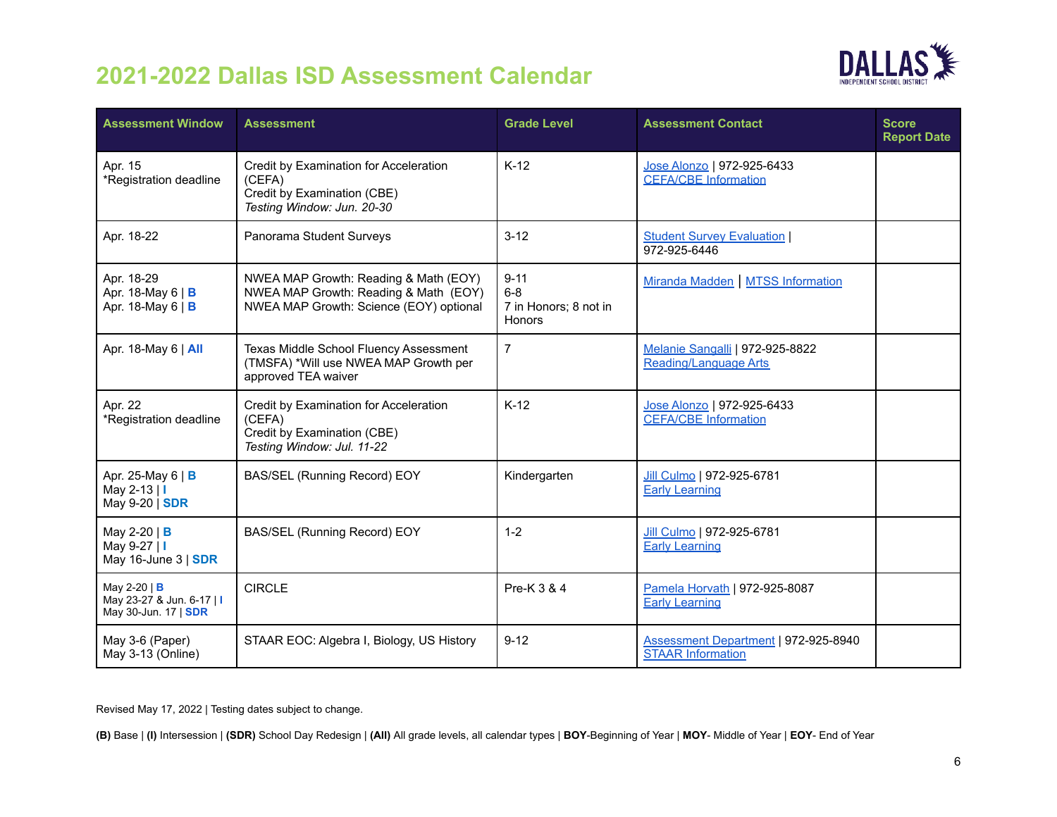# 2021-2022 Dallas ISD Assessment Calendar

| Assessment Window | Assessment | Grade Level | Assessment Contact | Score Report Date |
|---|---|---|---|---|
| Apr. 15<br>*Registration deadline | Credit by Examination for Acceleration (CEFA)<br>Credit by Examination (CBE)<br>*Testing Window: Jun. 20-30* | K-12 | Jose Alonzo \| 972-925-6433<br>CEFA/CBE Information | |
| Apr. 18-22 | Panorama Student Surveys | 3-12 | Student Survey Evaluation \| 972-925-6446 | |
| Apr. 18-29<br>Apr. 18-May 6 \| **B**<br>Apr. 18-May 6 \| **B** | NWEA MAP Growth: Reading & Math (EOY)<br>NWEA MAP Growth: Reading & Math (EOY)<br>NWEA MAP Growth: Science (EOY) optional | 9-11<br>6-8<br>7 in Honors; 8 not in Honors | Miranda Madden \| MTSS Information | |
| Apr. 18-May 6 \| **All** | Texas Middle School Fluency Assessment (TMSFA) *Will use NWEA MAP Growth per approved TEA waiver | 7 | Melanie Sangalli \| 972-925-8822<br>Reading/Language Arts | |
| Apr. 22<br>*Registration deadline | Credit by Examination for Acceleration (CEFA)<br>Credit by Examination (CBE)<br>*Testing Window: Jul. 11-22* | K-12 | Jose Alonzo \| 972-925-6433<br>CEFA/CBE Information | |
| Apr. 25-May 6 \| **B**<br>May 2-13 \| **I**<br>May 9-20 \| **SDR** | BAS/SEL (Running Record) EOY | Kindergarten | Jill Culmo \| 972-925-6781<br>Early Learning | |
| May 2-20 \| **B**<br>May 9-27 \| **I**<br>May 16-June 3 \| **SDR** | BAS/SEL (Running Record) EOY | 1-2 | Jill Culmo \| 972-925-6781<br>Early Learning | |
| May 2-20 \| **B**<br>May 23-27 & Jun. 6-17 \| **I**<br>May 30-Jun. 17 \| **SDR** | CIRCLE | Pre-K 3 & 4 | Pamela Horvath \| 972-925-8087<br>Early Learning | |
| May 3-6 (Paper)<br>May 3-13 (Online) | STAAR EOC: Algebra I, Biology, US History | 9-12 | Assessment Department \| 972-925-8940<br>STAAR Information | |

Revised May 17, 2022 | Testing dates subject to change.

**(B)** Base | **(I)** Intersession | **(SDR)** School Day Redesign | **(All)** All grade levels, all calendar types | **BOY**-Beginning of Year | **MOY**- Middle of Year | **EOY**- End of Year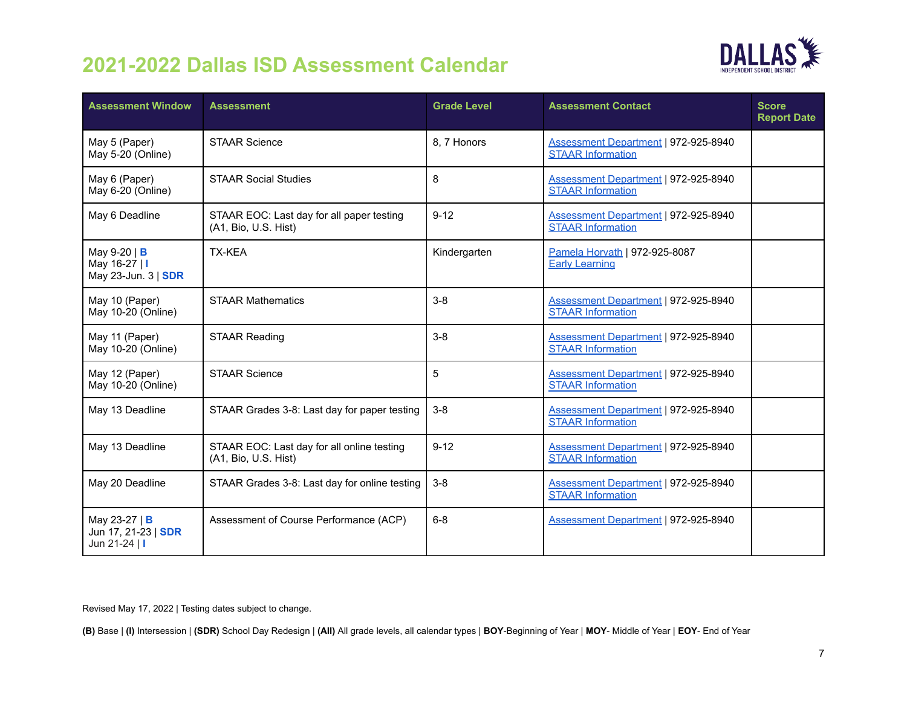# 2021-2022 Dallas ISD Assessment Calendar

| Assessment Window | Assessment | Grade Level | Assessment Contact | Score Report Date |
|---|---|---|---|---|
| May 5 (Paper)<br>May 5-20 (Online) | STAAR Science | 8, 7 Honors | Assessment Department \| 972-925-8940<br>STAAR Information | |
| May 6 (Paper)<br>May 6-20 (Online) | STAAR Social Studies | 8 | Assessment Department \| 972-925-8940<br>STAAR Information | |
| May 6 Deadline | STAAR EOC: Last day for all paper testing (A1, Bio, U.S. Hist) | 9-12 | Assessment Department \| 972-925-8940<br>STAAR Information | |
| May 9-20 \| **B**<br>May 16-27 \| **I**<br>May 23-Jun. 3 \| **SDR** | TX-KEA | Kindergarten | Pamela Horvath \| 972-925-8087<br>Early Learning | |
| May 10 (Paper)<br>May 10-20 (Online) | STAAR Mathematics | 3-8 | Assessment Department \| 972-925-8940<br>STAAR Information | |
| May 11 (Paper)<br>May 10-20 (Online) | STAAR Reading | 3-8 | Assessment Department \| 972-925-8940<br>STAAR Information | |
| May 12 (Paper)<br>May 10-20 (Online) | STAAR Science | 5 | Assessment Department \| 972-925-8940<br>STAAR Information | |
| May 13 Deadline | STAAR Grades 3-8: Last day for paper testing | 3-8 | Assessment Department \| 972-925-8940<br>STAAR Information | |
| May 13 Deadline | STAAR EOC: Last day for all online testing (A1, Bio, U.S. Hist) | 9-12 | Assessment Department \| 972-925-8940<br>STAAR Information | |
| May 20 Deadline | STAAR Grades 3-8: Last day for online testing | 3-8 | Assessment Department \| 972-925-8940<br>STAAR Information | |
| May 23-27 \| **B**<br>Jun 17, 21-23 \| **SDR**<br>Jun 21-24 \| **I** | Assessment of Course Performance (ACP) | 6-8 | Assessment Department \| 972-925-8940 | |

Revised May 17, 2022 | Testing dates subject to change.

**(B)** Base | **(I)** Intersession | **(SDR)** School Day Redesign | **(All)** All grade levels, all calendar types | **BOY**-Beginning of Year | **MOY**- Middle of Year | **EOY**- End of Year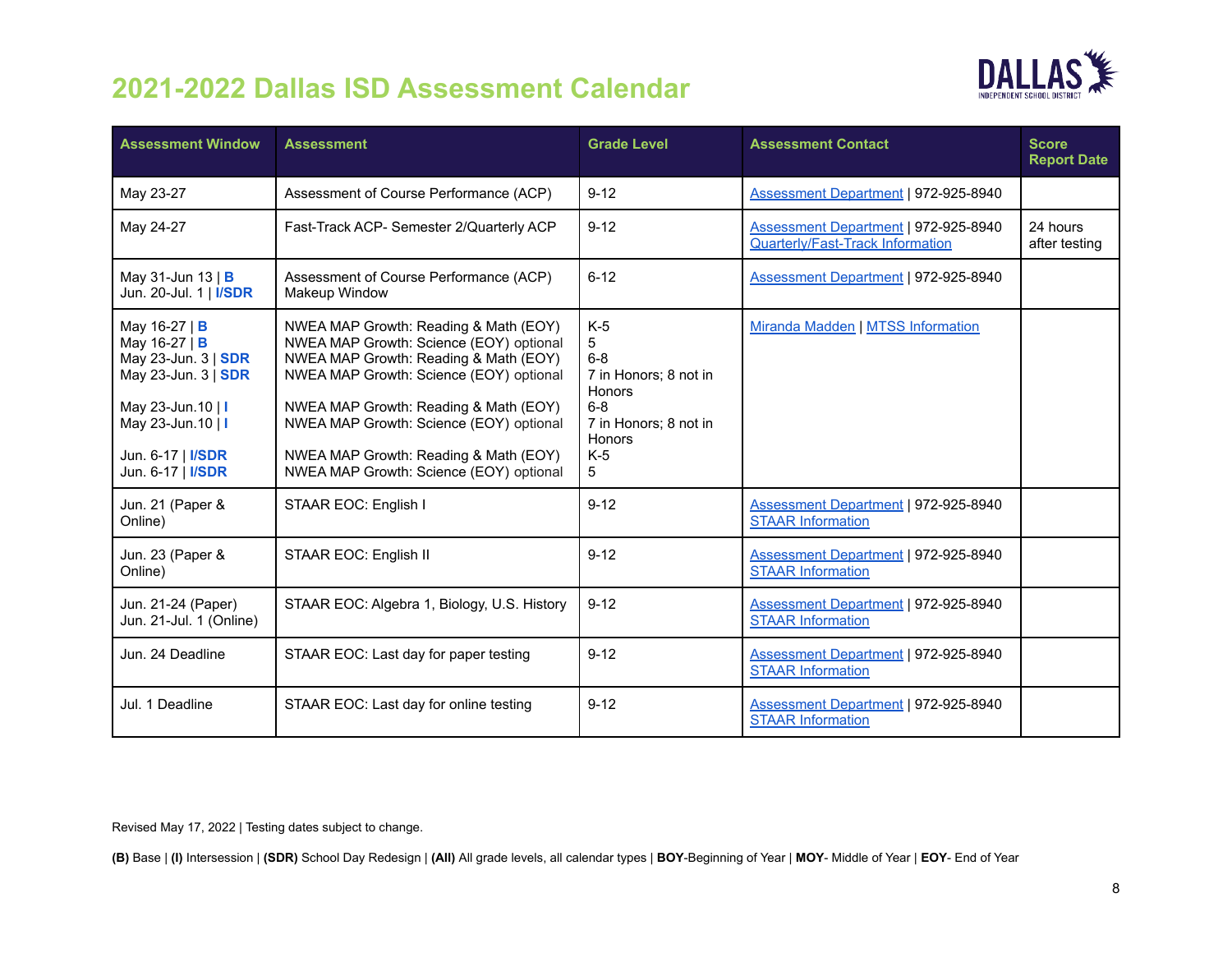# 2021-2022 Dallas ISD Assessment Calendar

| Assessment Window | Assessment | Grade Level | Assessment Contact | Score Report Date |
|---|---|---|---|---|
| May 23-27 | Assessment of Course Performance (ACP) | 9-12 | Assessment Department \| 972-925-8940 | |
| May 24-27 | Fast-Track ACP- Semester 2/Quarterly ACP | 9-12 | Assessment Department \| 972-925-8940<br>Quarterly/Fast-Track Information | 24 hours after testing |
| May 31-Jun 13 \| **B**<br>Jun. 20-Jul. 1 \| **I/SDR** | Assessment of Course Performance (ACP) Makeup Window | 6-12 | Assessment Department \| 972-925-8940 | |
| May 16-27 \| **B**<br>May 16-27 \| **B**<br>May 23-Jun. 3 \| **SDR**<br>May 23-Jun. 3 \| **SDR**<br><br>May 23-Jun.10 \| **I**<br>May 23-Jun.10 \| **I**<br><br>Jun. 6-17 \| **I/SDR**<br>Jun. 6-17 \| **I/SDR** | NWEA MAP Growth: Reading & Math (EOY)<br>NWEA MAP Growth: Science (EOY) optional<br>NWEA MAP Growth: Reading & Math (EOY)<br>NWEA MAP Growth: Science (EOY) optional<br><br>NWEA MAP Growth: Reading & Math (EOY)<br>NWEA MAP Growth: Science (EOY) optional<br><br>NWEA MAP Growth: Reading & Math (EOY)<br>NWEA MAP Growth: Science (EOY) optional | K-5<br>5<br>6-8<br>7 in Honors; 8 not in Honors<br>6-8<br>7 in Honors; 8 not in Honors<br>K-5<br>5 | Miranda Madden \| MTSS Information | |
| Jun. 21 (Paper & Online) | STAAR EOC: English I | 9-12 | Assessment Department \| 972-925-8940<br>STAAR Information | |
| Jun. 23 (Paper & Online) | STAAR EOC: English II | 9-12 | Assessment Department \| 972-925-8940<br>STAAR Information | |
| Jun. 21-24 (Paper)<br>Jun. 21-Jul. 1 (Online) | STAAR EOC: Algebra 1, Biology, U.S. History | 9-12 | Assessment Department \| 972-925-8940<br>STAAR Information | |
| Jun. 24 Deadline | STAAR EOC: Last day for paper testing | 9-12 | Assessment Department \| 972-925-8940<br>STAAR Information | |
| Jul. 1 Deadline | STAAR EOC: Last day for online testing | 9-12 | Assessment Department \| 972-925-8940<br>STAAR Information | |

Revised May 17, 2022 | Testing dates subject to change.

**(B)** Base | **(I)** Intersession | **(SDR)** School Day Redesign | **(All)** All grade levels, all calendar types | **BOY**-Beginning of Year | **MOY**- Middle of Year | **EOY**- End of Year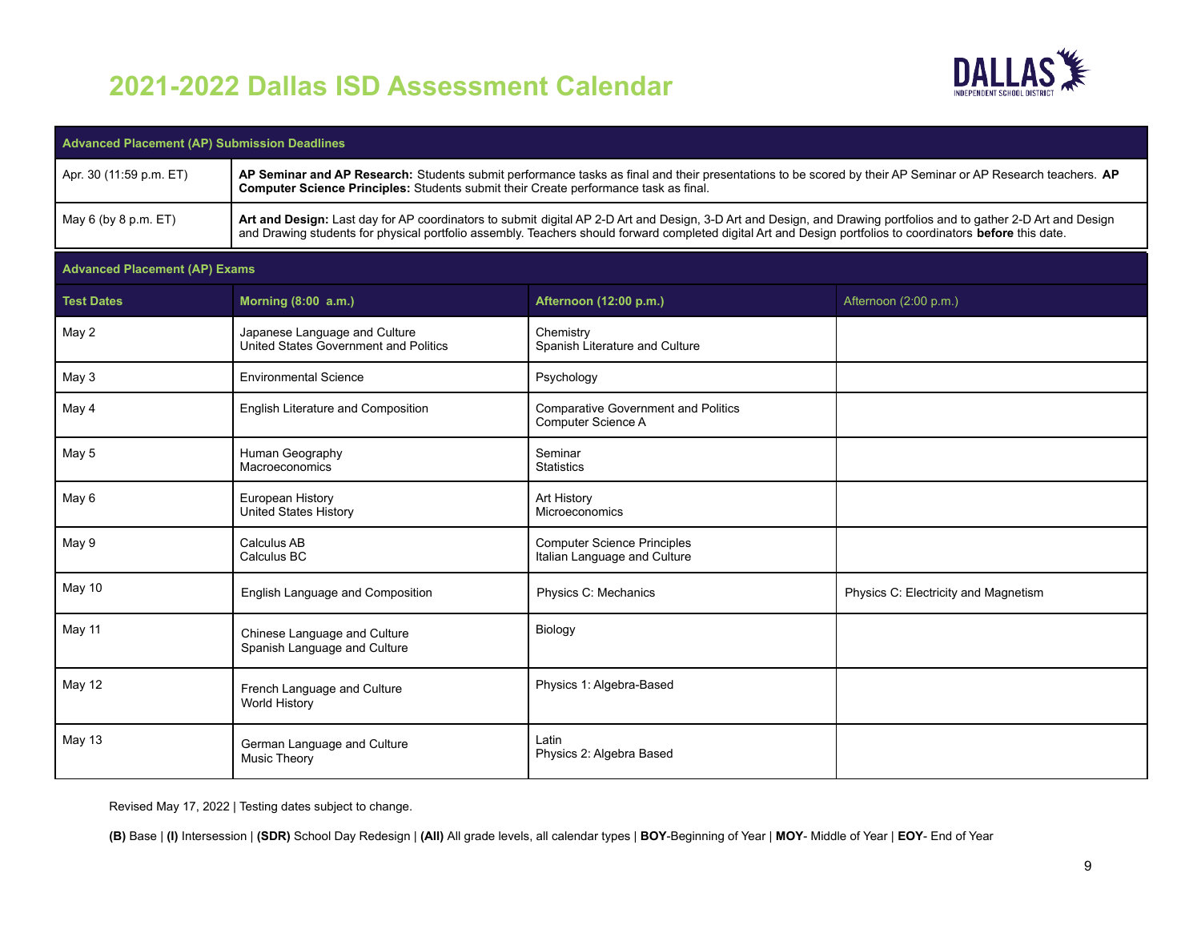# 2021-2022 Dallas ISD Assessment Calendar

| Advanced Placement (AP) Submission Deadlines | |
|---|---|
| Apr. 30 (11:59 p.m. ET) | **AP Seminar and AP Research:** Students submit performance tasks as final and their presentations to be scored by their AP Seminar or AP Research teachers. **AP Computer Science Principles:** Students submit their Create performance task as final. |
| May 6 (by 8 p.m. ET) | **Art and Design:** Last day for AP coordinators to submit digital AP 2-D Art and Design, 3-D Art and Design, and Drawing portfolios and to gather 2-D Art and Design and Drawing students for physical portfolio assembly. Teachers should forward completed digital Art and Design portfolios to coordinators **before** this date. |

**Advanced Placement (AP) Exams**

| Test Dates | Morning (8:00 a.m.) | Afternoon (12:00 p.m.) | Afternoon (2:00 p.m.) |
|---|---|---|---|
| May 2 | Japanese Language and Culture<br>United States Government and Politics | Chemistry<br>Spanish Literature and Culture | |
| May 3 | Environmental Science | Psychology | |
| May 4 | English Literature and Composition | Comparative Government and Politics<br>Computer Science A | |
| May 5 | Human Geography<br>Macroeconomics | Seminar<br>Statistics | |
| May 6 | European History<br>United States History | Art History<br>Microeconomics | |
| May 9 | Calculus AB<br>Calculus BC | Computer Science Principles<br>Italian Language and Culture | |
| May 10 | English Language and Composition | Physics C: Mechanics | Physics C: Electricity and Magnetism |
| May 11 | Chinese Language and Culture<br>Spanish Language and Culture | Biology | |
| May 12 | French Language and Culture<br>World History | Physics 1: Algebra-Based | |
| May 13 | German Language and Culture<br>Music Theory | Latin<br>Physics 2: Algebra Based | |

Revised May 17, 2022 | Testing dates subject to change.

**(B)** Base | **(I)** Intersession | **(SDR)** School Day Redesign | **(All)** All grade levels, all calendar types | **BOY**-Beginning of Year | **MOY**- Middle of Year | **EOY**- End of Year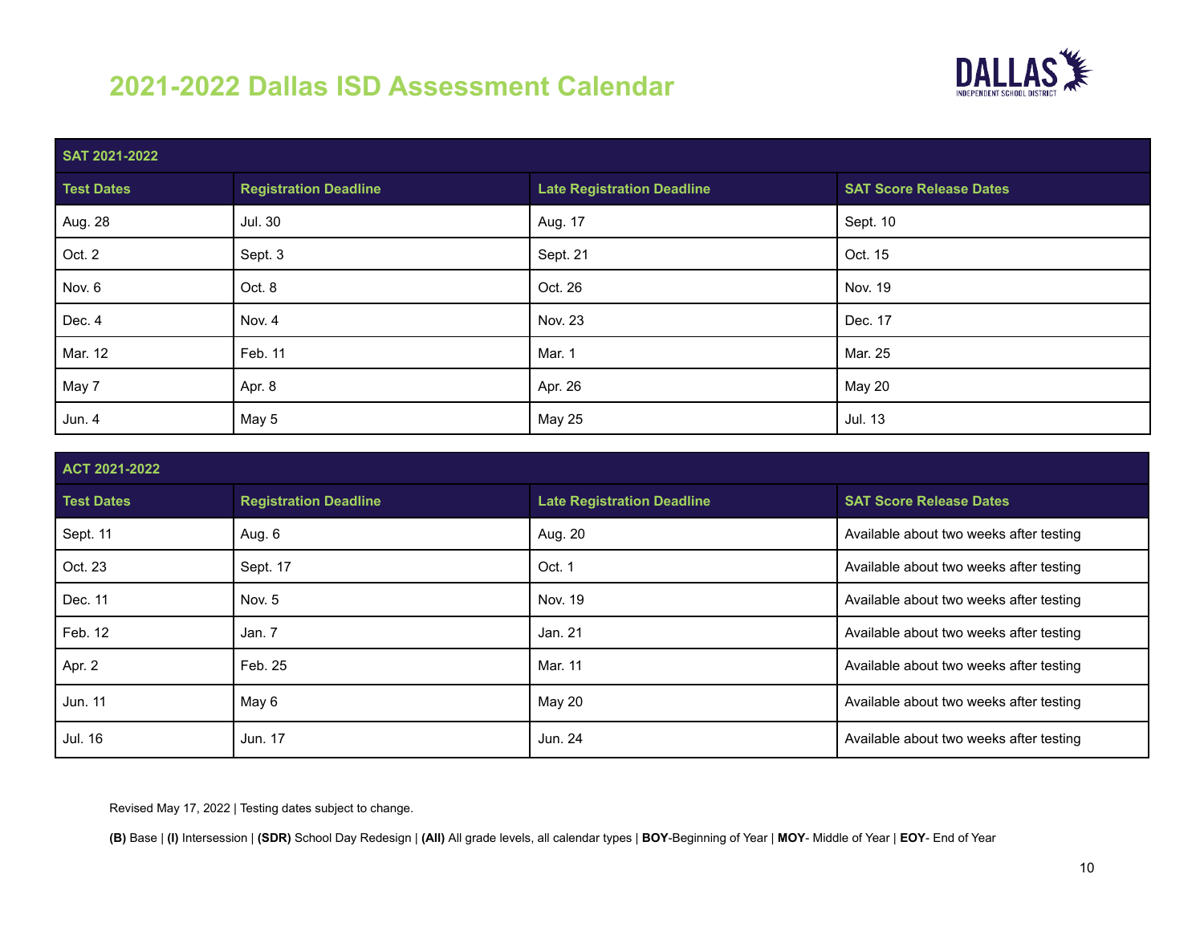# 2021-2022 Dallas ISD Assessment Calendar

| SAT 2021-2022 | | | |
|---|---|---|---|
| **Test Dates** | **Registration Deadline** | **Late Registration Deadline** | **SAT Score Release Dates** |
| Aug. 28 | Jul. 30 | Aug. 17 | Sept. 10 |
| Oct. 2 | Sept. 3 | Sept. 21 | Oct. 15 |
| Nov. 6 | Oct. 8 | Oct. 26 | Nov. 19 |
| Dec. 4 | Nov. 4 | Nov. 23 | Dec. 17 |
| Mar. 12 | Feb. 11 | Mar. 1 | Mar. 25 |
| May 7 | Apr. 8 | Apr. 26 | May 20 |
| Jun. 4 | May 5 | May 25 | Jul. 13 |

| ACT 2021-2022 | | | |
|---|---|---|---|
| **Test Dates** | **Registration Deadline** | **Late Registration Deadline** | **SAT Score Release Dates** |
| Sept. 11 | Aug. 6 | Aug. 20 | Available about two weeks after testing |
| Oct. 23 | Sept. 17 | Oct. 1 | Available about two weeks after testing |
| Dec. 11 | Nov. 5 | Nov. 19 | Available about two weeks after testing |
| Feb. 12 | Jan. 7 | Jan. 21 | Available about two weeks after testing |
| Apr. 2 | Feb. 25 | Mar. 11 | Available about two weeks after testing |
| Jun. 11 | May 6 | May 20 | Available about two weeks after testing |
| Jul. 16 | Jun. 17 | Jun. 24 | Available about two weeks after testing |

Revised May 17, 2022 | Testing dates subject to change.

**(B)** Base | **(I)** Intersession | **(SDR)** School Day Redesign | **(All)** All grade levels, all calendar types | **BOY**-Beginning of Year | **MOY**- Middle of Year | **EOY**- End of Year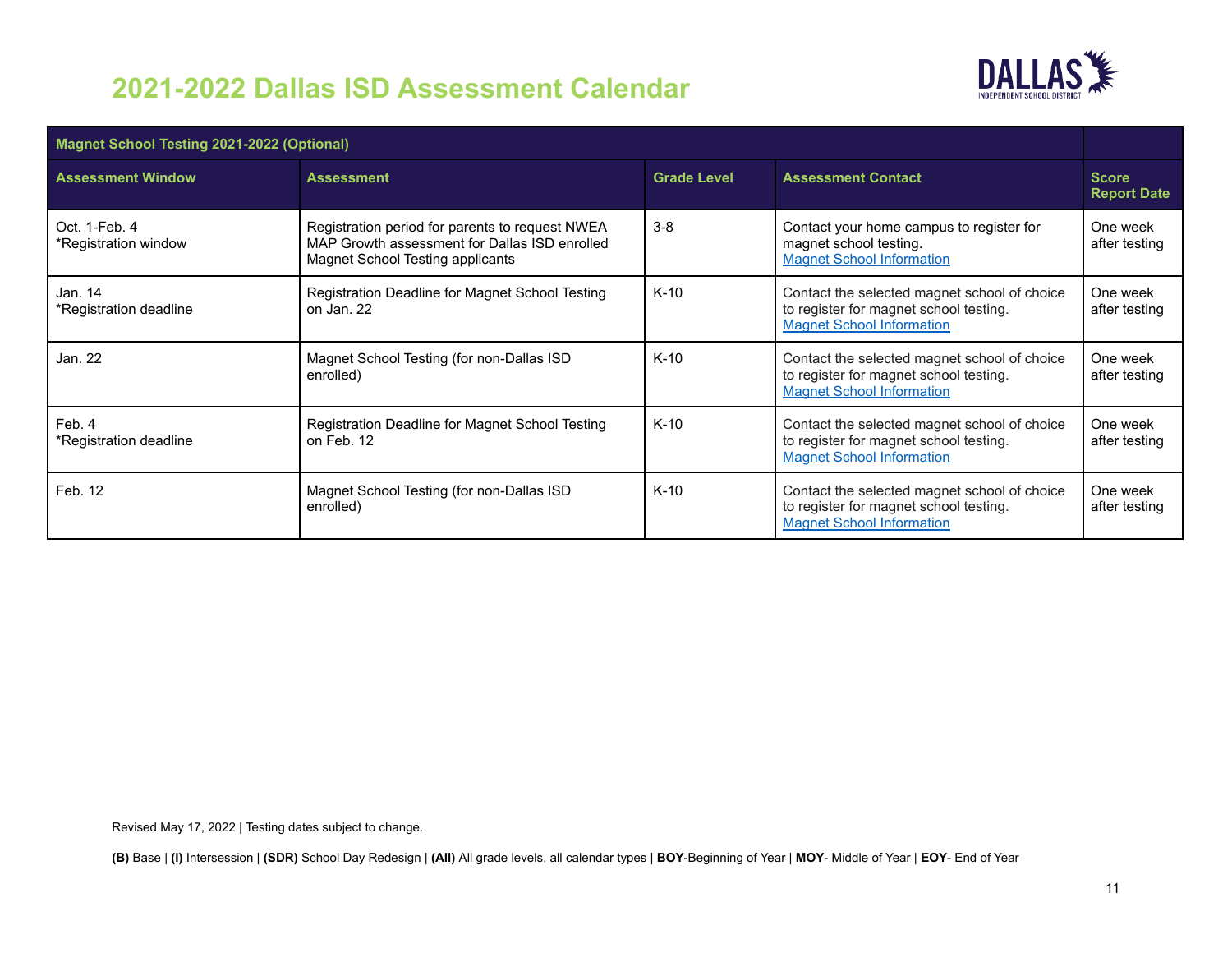# 2021-2022 Dallas ISD Assessment Calendar

| Magnet School Testing 2021-2022 (Optional) | | | | |
|---|---|---|---|---|
| **Assessment Window** | **Assessment** | **Grade Level** | **Assessment Contact** | **Score Report Date** |
| Oct. 1-Feb. 4<br>*Registration window | Registration period for parents to request NWEA MAP Growth assessment for Dallas ISD enrolled Magnet School Testing applicants | 3-8 | Contact your home campus to register for magnet school testing.<br>[Magnet School Information] | One week after testing |
| Jan. 14<br>*Registration deadline | Registration Deadline for Magnet School Testing on Jan. 22 | K-10 | Contact the selected magnet school of choice to register for magnet school testing.<br>[Magnet School Information] | One week after testing |
| Jan. 22 | Magnet School Testing (for non-Dallas ISD enrolled) | K-10 | Contact the selected magnet school of choice to register for magnet school testing.<br>[Magnet School Information] | One week after testing |
| Feb. 4<br>*Registration deadline | Registration Deadline for Magnet School Testing on Feb. 12 | K-10 | Contact the selected magnet school of choice to register for magnet school testing.<br>[Magnet School Information] | One week after testing |
| Feb. 12 | Magnet School Testing (for non-Dallas ISD enrolled) | K-10 | Contact the selected magnet school of choice to register for magnet school testing.<br>[Magnet School Information] | One week after testing |

Revised May 17, 2022 | Testing dates subject to change.

**(B)** Base | **(I)** Intersession | **(SDR)** School Day Redesign | **(All)** All grade levels, all calendar types | **BOY**-Beginning of Year | **MOY**- Middle of Year | **EOY**- End of Year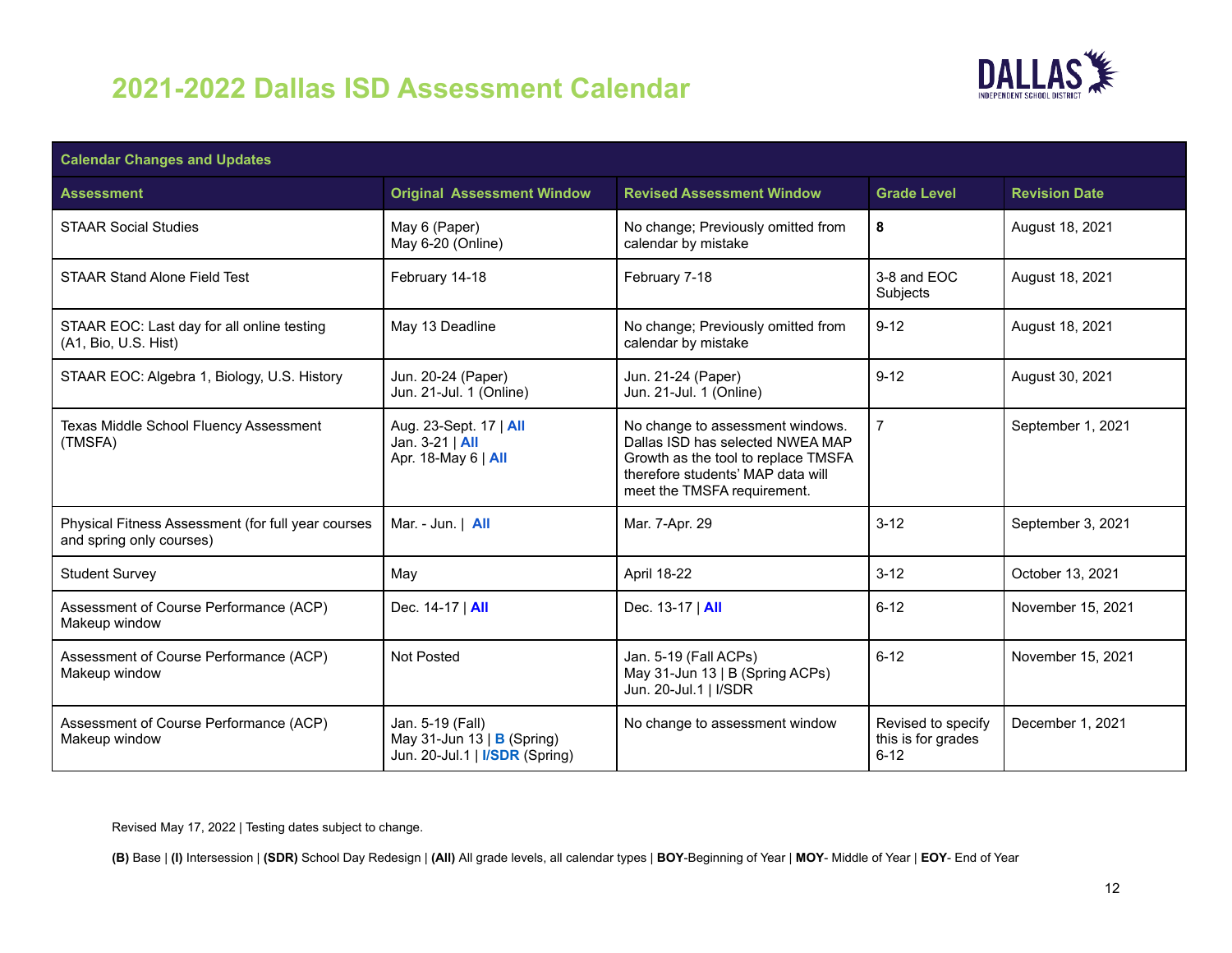# 2021-2022 Dallas ISD Assessment Calendar

| Calendar Changes and Updates | | | | |
|---|---|---|---|---|
| **Assessment** | **Original Assessment Window** | **Revised Assessment Window** | **Grade Level** | **Revision Date** |
| STAAR Social Studies | May 6 (Paper)<br>May 6-20 (Online) | No change; Previously omitted from calendar by mistake | **8** | August 18, 2021 |
| STAAR Stand Alone Field Test | February 14-18 | February 7-18 | 3-8 and EOC Subjects | August 18, 2021 |
| STAAR EOC: Last day for all online testing (A1, Bio, U.S. Hist) | May 13 Deadline | No change; Previously omitted from calendar by mistake | 9-12 | August 18, 2021 |
| STAAR EOC: Algebra 1, Biology, U.S. History | Jun. 20-24 (Paper)<br>Jun. 21-Jul. 1 (Online) | Jun. 21-24 (Paper)<br>Jun. 21-Jul. 1 (Online) | 9-12 | August 30, 2021 |
| Texas Middle School Fluency Assessment (TMSFA) | Aug. 23-Sept. 17 \| **All**<br>Jan. 3-21 \| **All**<br>Apr. 18-May 6 \| **All** | No change to assessment windows. Dallas ISD has selected NWEA MAP Growth as the tool to replace TMSFA therefore students' MAP data will meet the TMSFA requirement. | 7 | September 1, 2021 |
| Physical Fitness Assessment (for full year courses and spring only courses) | Mar. - Jun. \| **All** | Mar. 7-Apr. 29 | 3-12 | September 3, 2021 |
| Student Survey | May | April 18-22 | 3-12 | October 13, 2021 |
| Assessment of Course Performance (ACP) Makeup window | Dec. 14-17 \| **All** | Dec. 13-17 \| **All** | 6-12 | November 15, 2021 |
| Assessment of Course Performance (ACP) Makeup window | Not Posted | Jan. 5-19 (Fall ACPs)<br>May 31-Jun 13 \| B (Spring ACPs)<br>Jun. 20-Jul.1 \| I/SDR | 6-12 | November 15, 2021 |
| Assessment of Course Performance (ACP) Makeup window | Jan. 5-19 (Fall)<br>May 31-Jun 13 \| **B** (Spring)<br>Jun. 20-Jul.1 \| **I/SDR** (Spring) | No change to assessment window | Revised to specify this is for grades 6-12 | December 1, 2021 |

Revised May 17, 2022 | Testing dates subject to change.

**(B)** Base | **(I)** Intersession | **(SDR)** School Day Redesign | **(All)** All grade levels, all calendar types | **BOY**-Beginning of Year | **MOY**- Middle of Year | **EOY**- End of Year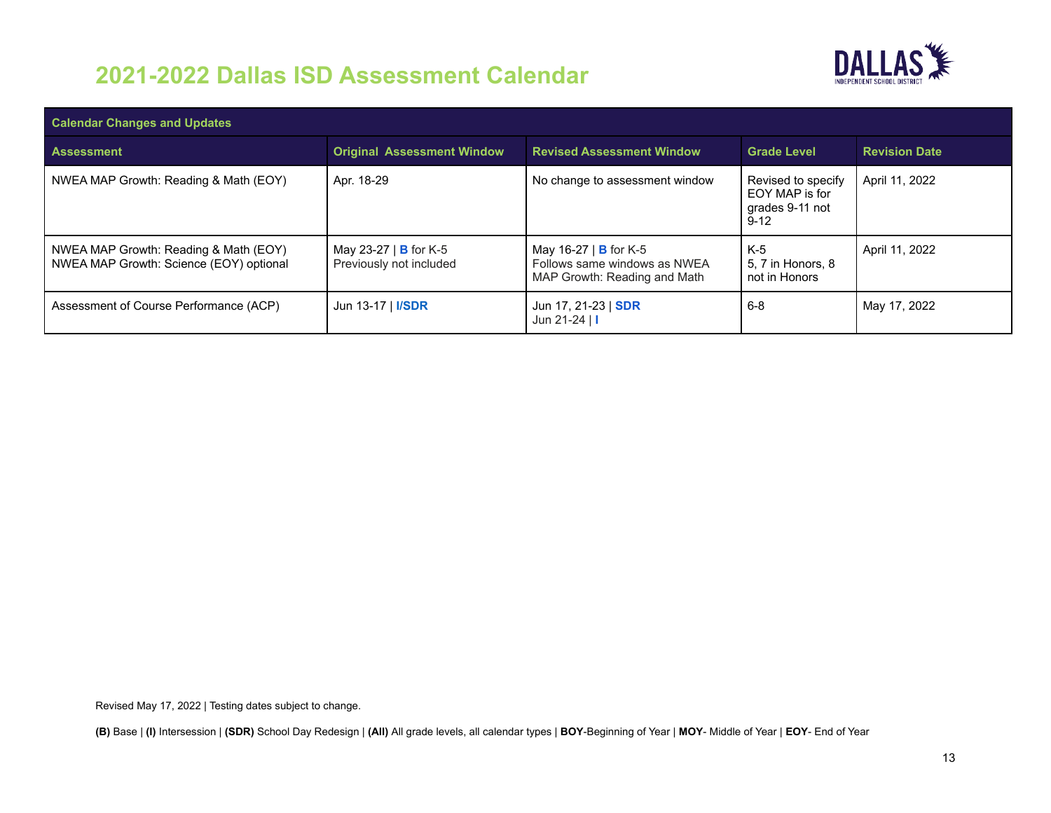# 2021-2022 Dallas ISD Assessment Calendar

| Calendar Changes and Updates | | | | |
|---|---|---|---|---|
| **Assessment** | **Original Assessment Window** | **Revised Assessment Window** | **Grade Level** | **Revision Date** |
| NWEA MAP Growth: Reading & Math (EOY) | Apr. 18-29 | No change to assessment window | Revised to specify EOY MAP is for grades 9-11 not 9-12 | April 11, 2022 |
| NWEA MAP Growth: Reading & Math (EOY)<br>NWEA MAP Growth: Science (EOY) optional | May 23-27 \| **B** for K-5<br>Previously not included | May 16-27 \| **B** for K-5<br>Follows same windows as NWEA MAP Growth: Reading and Math | K-5<br>5, 7 in Honors, 8 not in Honors | April 11, 2022 |
| Assessment of Course Performance (ACP) | Jun 13-17 \| **I/SDR** | Jun 17, 21-23 \| **SDR**<br>Jun 21-24 \| **I** | 6-8 | May 17, 2022 |

Revised May 17, 2022 | Testing dates subject to change.

**(B)** Base | **(I)** Intersession | **(SDR)** School Day Redesign | **(All)** All grade levels, all calendar types | **BOY**-Beginning of Year | **MOY**- Middle of Year | **EOY**- End of Year